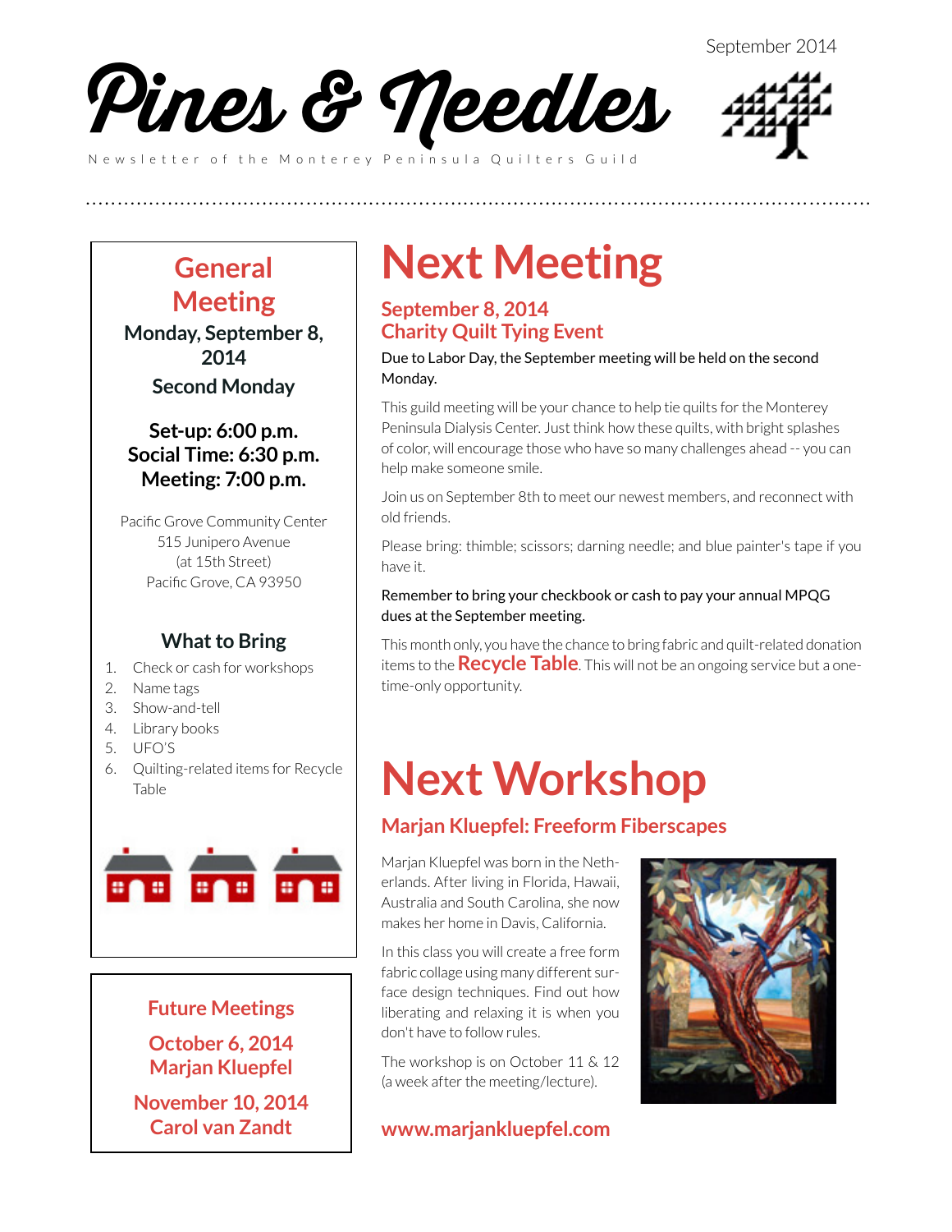September 2014

# Pines & Needles

Newsletter of the Monterey Peninsula Quilters Guild

## General Meeting

**Monday, September 8, 2014**

**Second Monday**

**Set-up: 6:00 p.m.**
**Social Time: 6:30 p.m.**
**Meeting: 7:00 p.m.**

Pacific Grove Community Center
515 Junipero Avenue
(at 15th Street)
Pacific Grove, CA 93950

### What to Bring

1. Check or cash for workshops
2. Name tags
3. Show-and-tell
4. Library books
5. UFO'S
6. Quilting-related items for Recycle Table

### Future Meetings

**October 6, 2014**
**Marjan Kluepfel**

**November 10, 2014**
**Carol van Zandt**

# Next Meeting

### September 8, 2014
### Charity Quilt Tying Event

Due to Labor Day, the September meeting will be held on the second Monday.

This guild meeting will be your chance to help tie quilts for the Monterey Peninsula Dialysis Center. Just think how these quilts, with bright splashes of color, will encourage those who have so many challenges ahead -- you can help make someone smile.

Join us on September 8th to meet our newest members, and reconnect with old friends.

Please bring: thimble; scissors; darning needle; and blue painter's tape if you have it.

Remember to bring your checkbook or cash to pay your annual MPQG dues at the September meeting.

This month only, you have the chance to bring fabric and quilt-related donation items to the **Recycle Table**. This will not be an ongoing service but a one-time-only opportunity.

# Next Workshop

### Marjan Kluepfel: Freeform Fiberscapes

Marjan Kluepfel was born in the Netherlands. After living in Florida, Hawaii, Australia and South Carolina, she now makes her home in Davis, California.

In this class you will create a free form fabric collage using many different surface design techniques. Find out how liberating and relaxing it is when you don't have to follow rules.

The workshop is on October 11 & 12 (a week after the meeting/lecture).

**www.marjankluepfel.com**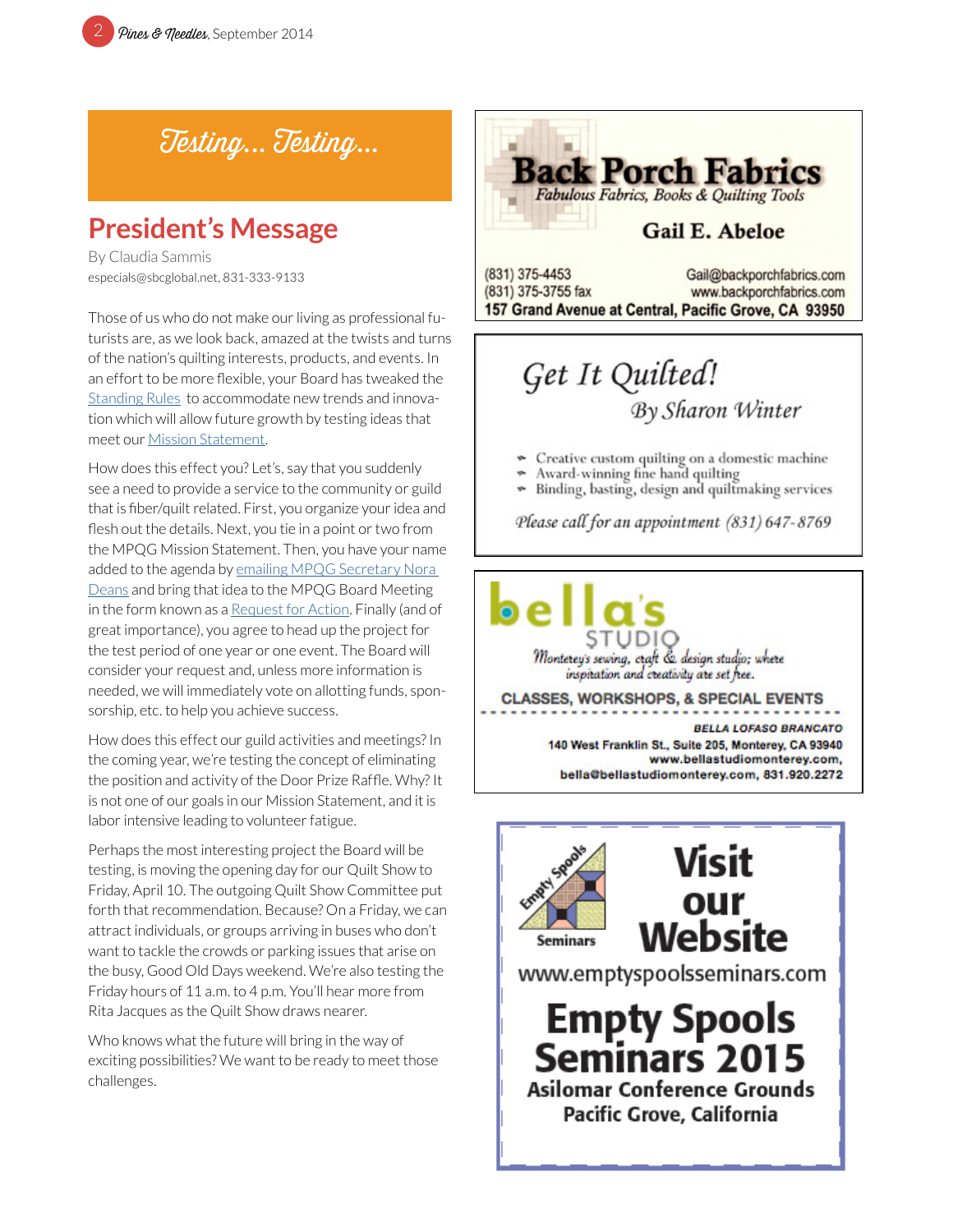## Testing... Testing...

# President's Message

By Claudia Sammis

especials@sbcglobal.net, 831-333-9133

Those of us who do not make our living as professional futurists are, as we look back, amazed at the twists and turns of the nation's quilting interests, products, and events. In an effort to be more flexible, your Board has tweaked the Standing Rules to accommodate new trends and innovation which will allow future growth by testing ideas that meet our Mission Statement.

How does this effect you? Let's, say that you suddenly see a need to provide a service to the community or guild that is fiber/quilt related. First, you organize your idea and flesh out the details. Next, you tie in a point or two from the MPQG Mission Statement. Then, you have your name added to the agenda by emailing MPQG Secretary Nora Deans and bring that idea to the MPQG Board Meeting in the form known as a Request for Action. Finally (and of great importance), you agree to head up the project for the test period of one year or one event. The Board will consider your request and, unless more information is needed, we will immediately vote on allotting funds, sponsorship, etc. to help you achieve success.

How does this effect our guild activities and meetings? In the coming year, we're testing the concept of eliminating the position and activity of the Door Prize Raffle. Why? It is not one of our goals in our Mission Statement, and it is labor intensive leading to volunteer fatigue.

Perhaps the most interesting project the Board will be testing, is moving the opening day for our Quilt Show to Friday, April 10. The outgoing Quilt Show Committee put forth that recommendation. Because? On a Friday, we can attract individuals, or groups arriving in buses who don't want to tackle the crowds or parking issues that arise on the busy, Good Old Days weekend. We're also testing the Friday hours of 11 a.m. to 4 p.m. You'll hear more from Rita Jacques as the Quilt Show draws nearer.

Who knows what the future will bring in the way of exciting possibilities? We want to be ready to meet those challenges.

---

**Back Porch Fabrics**

*Fabulous Fabrics, Books & Quilting Tools*

**Gail E. Abeloe**

(831) 375-4453
(831) 375-3755 fax
Gail@backporchfabrics.com
www.backporchfabrics.com
**157 Grand Avenue at Central, Pacific Grove, CA 93950**

---

*Get It Quilted!*

*By Sharon Winter*

- Creative custom quilting on a domestic machine
- Award-winning fine hand quilting
- Binding, basting, design and quiltmaking services

*Please call for an appointment (831) 647-8769*

---

**bella's STUDIO**

*Monterey's sewing, craft & design studio; where inspiration and creativity are set free.*

**CLASSES, WORKSHOPS, & SPECIAL EVENTS**

**BELLA LOFASO BRANCATO**
**140 West Franklin St., Suite 205, Monterey, CA 93940**
**www.bellastudiomonterey.com,**
**bella@bellastudiomonterey.com, 831.920.2272**

---

Empty Spools Seminars

**Visit our Website**

www.emptyspoolsseminars.com

**Empty Spools Seminars 2015**

**Asilomar Conference Grounds**
**Pacific Grove, California**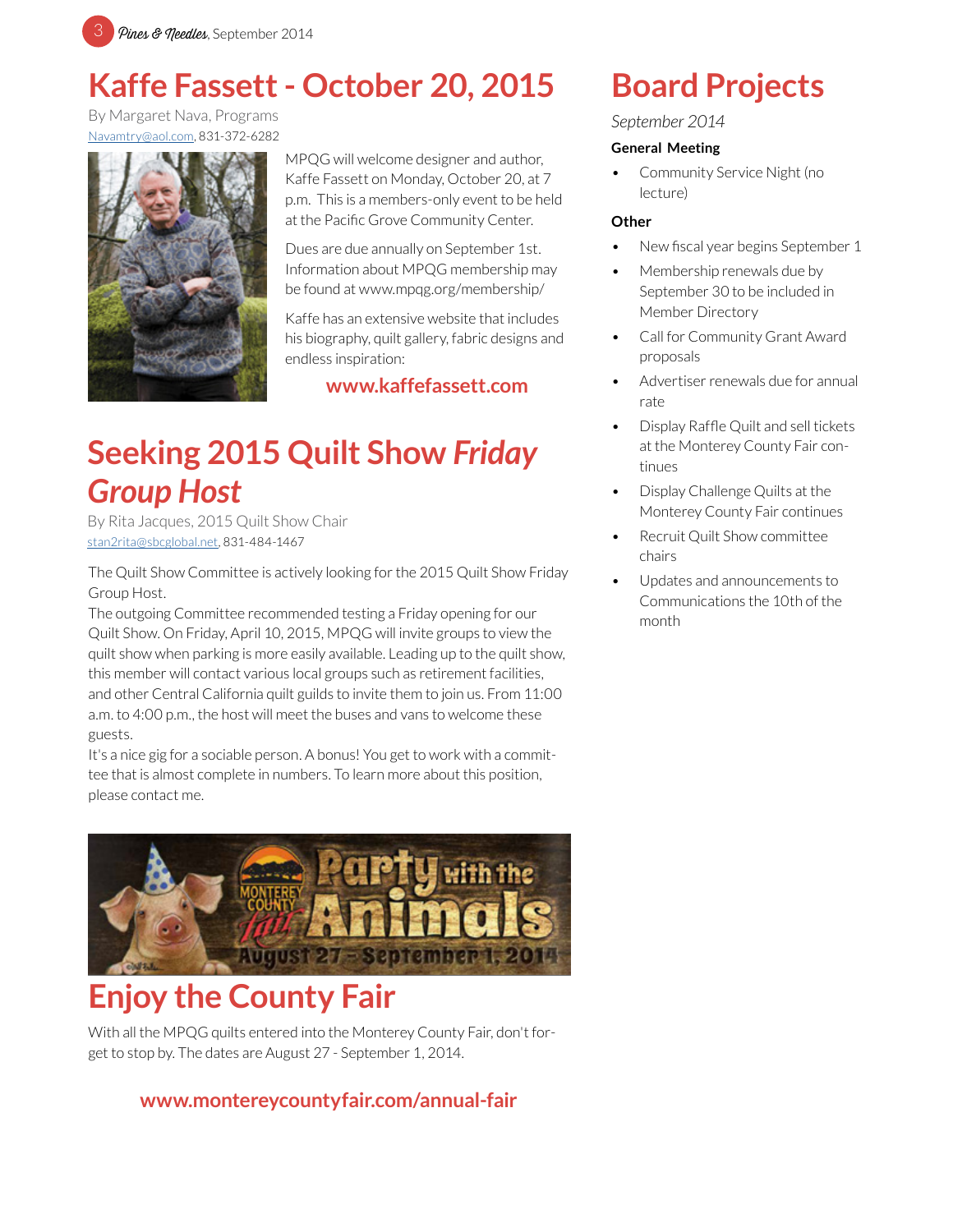# Kaffe Fassett - October 20, 2015

By Margaret Nava, Programs
Navamtry@aol.com, 831-372-6282

MPQG will welcome designer and author, Kaffe Fassett on Monday, October 20, at 7 p.m. This is a members-only event to be held at the Pacific Grove Community Center.

Dues are due annually on September 1st. Information about MPQG membership may be found at www.mpqg.org/membership/

Kaffe has an extensive website that includes his biography, quilt gallery, fabric designs and endless inspiration:

**www.kaffefassett.com**

# Seeking 2015 Quilt Show *Friday Group Host*

By Rita Jacques, 2015 Quilt Show Chair
stan2rita@sbcglobal.net, 831-484-1467

The Quilt Show Committee is actively looking for the 2015 Quilt Show Friday Group Host.

The outgoing Committee recommended testing a Friday opening for our Quilt Show. On Friday, April 10, 2015, MPQG will invite groups to view the quilt show when parking is more easily available. Leading up to the quilt show, this member will contact various local groups such as retirement facilities, and other Central California quilt guilds to invite them to join us. From 11:00 a.m. to 4:00 p.m., the host will meet the buses and vans to welcome these guests.

It's a nice gig for a sociable person. A bonus! You get to work with a committee that is almost complete in numbers. To learn more about this position, please contact me.

# Enjoy the County Fair

With all the MPQG quilts entered into the Monterey County Fair, don't forget to stop by. The dates are August 27 - September 1, 2014.

**www.montereycountyfair.com/annual-fair**

# Board Projects

*September 2014*

**General Meeting**

- Community Service Night (no lecture)

**Other**

- New fiscal year begins September 1
- Membership renewals due by September 30 to be included in Member Directory
- Call for Community Grant Award proposals
- Advertiser renewals due for annual rate
- Display Raffle Quilt and sell tickets at the Monterey County Fair continues
- Display Challenge Quilts at the Monterey County Fair continues
- Recruit Quilt Show committee chairs
- Updates and announcements to Communications the 10th of the month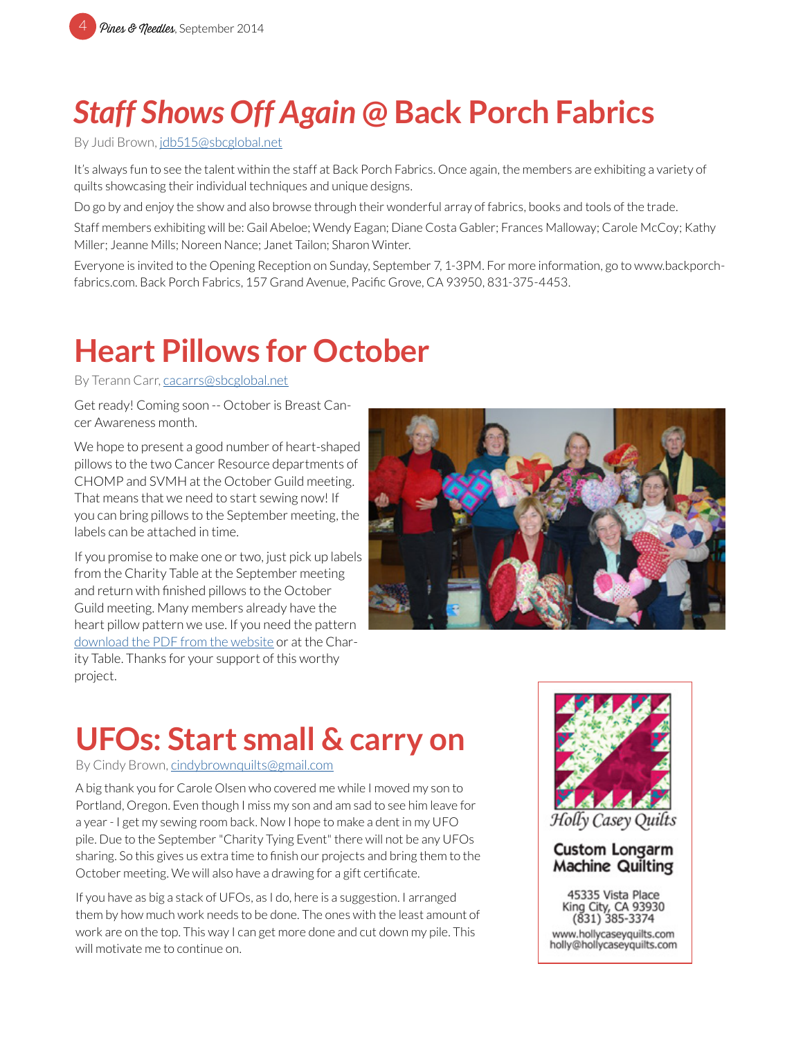# *Staff Shows Off Again* @ Back Porch Fabrics

By Judi Brown, jdb515@sbcglobal.net

It's always fun to see the talent within the staff at Back Porch Fabrics. Once again, the members are exhibiting a variety of quilts showcasing their individual techniques and unique designs.

Do go by and enjoy the show and also browse through their wonderful array of fabrics, books and tools of the trade.

Staff members exhibiting will be: Gail Abeloe; Wendy Eagan; Diane Costa Gabler; Frances Malloway; Carole McCoy; Kathy Miller; Jeanne Mills; Noreen Nance; Janet Tailon; Sharon Winter.

Everyone is invited to the Opening Reception on Sunday, September 7, 1-3PM. For more information, go to www.backporch-fabrics.com. Back Porch Fabrics, 157 Grand Avenue, Pacific Grove, CA 93950, 831-375-4453.

# Heart Pillows for October

By Terann Carr, cacarrs@sbcglobal.net

Get ready! Coming soon -- October is Breast Cancer Awareness month.

We hope to present a good number of heart-shaped pillows to the two Cancer Resource departments of CHOMP and SVMH at the October Guild meeting. That means that we need to start sewing now! If you can bring pillows to the September meeting, the labels can be attached in time.

If you promise to make one or two, just pick up labels from the Charity Table at the September meeting and return with finished pillows to the October Guild meeting. Many members already have the heart pillow pattern we use. If you need the pattern download the PDF from the website or at the Charity Table. Thanks for your support of this worthy project.

# UFOs: Start small & carry on

By Cindy Brown, cindybrownquilts@gmail.com

A big thank you for Carole Olsen who covered me while I moved my son to Portland, Oregon. Even though I miss my son and am sad to see him leave for a year - I get my sewing room back. Now I hope to make a dent in my UFO pile. Due to the September "Charity Tying Event" there will not be any UFOs sharing. So this gives us extra time to finish our projects and bring them to the October meeting. We will also have a drawing for a gift certificate.

If you have as big a stack of UFOs, as I do, here is a suggestion. I arranged them by how much work needs to be done. The ones with the least amount of work are on the top. This way I can get more done and cut down my pile. This will motivate me to continue on.

*Holly Casey Quilts*

**Custom Longarm Machine Quilting**

45335 Vista Place
King City, CA 93930
(831) 385-3374
www.hollycaseyquilts.com
holly@hollycaseyquilts.com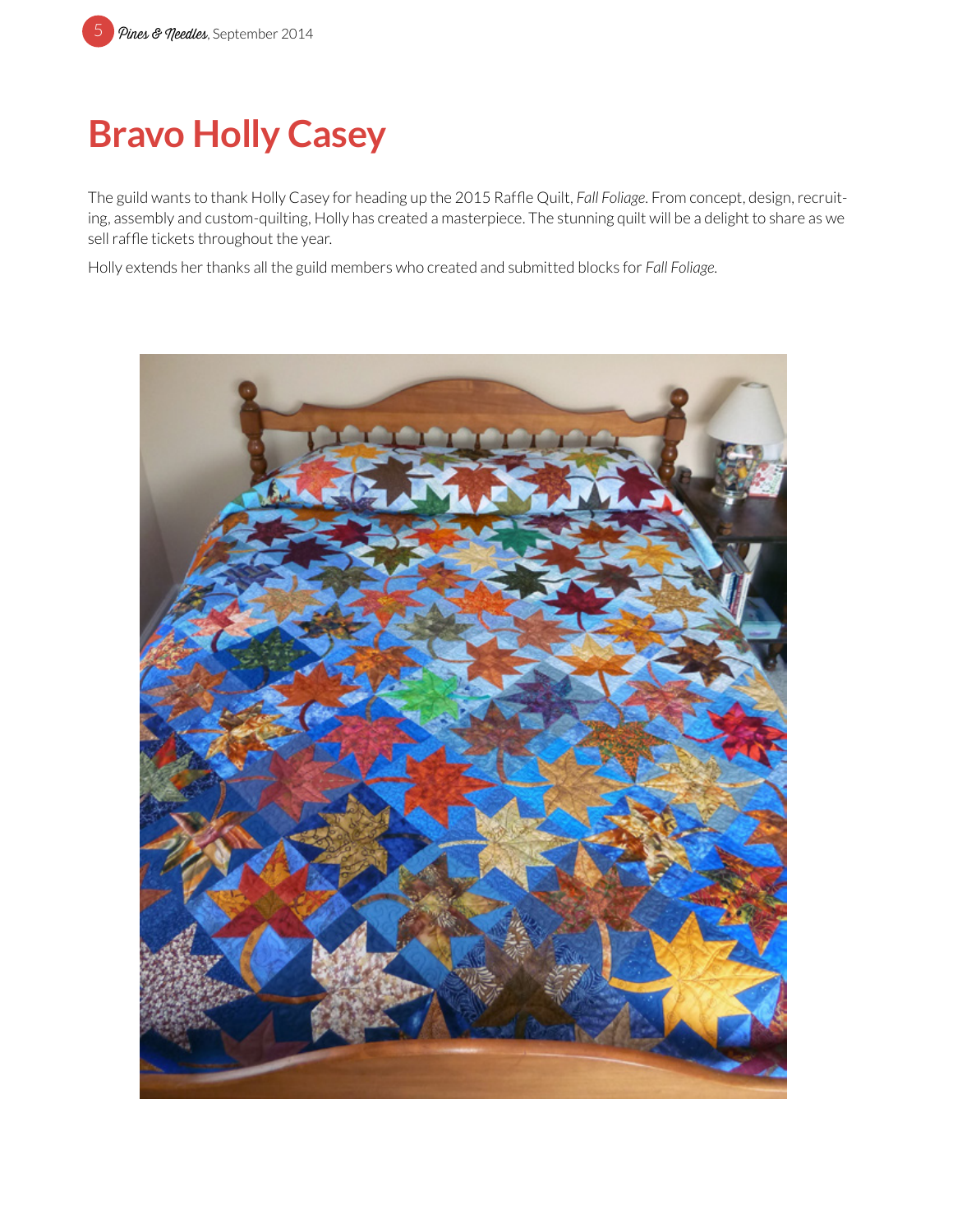# Bravo Holly Casey

The guild wants to thank Holly Casey for heading up the 2015 Raffle Quilt, *Fall Foliage*. From concept, design, recruiting, assembly and custom-quilting, Holly has created a masterpiece. The stunning quilt will be a delight to share as we sell raffle tickets throughout the year.

Holly extends her thanks all the guild members who created and submitted blocks for *Fall Foliage*.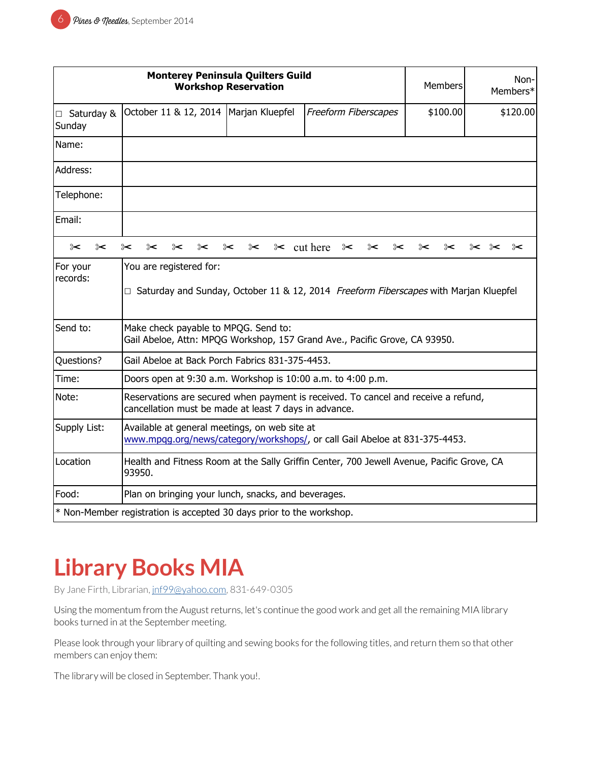| Monterey Peninsula Quilters Guild<br>Workshop Reservation | | | | Members | Non-Members* |
|---|---|---|---|---|---|
| ☐ Saturday & Sunday | October 11 & 12, 2014 | Marjan Kluepfel | *Freeform Fiberscapes* | $100.00 | $120.00 |
| Name: | | | | | |
| Address: | | | | | |
| Telephone: | | | | | |
| Email: | | | | | |

✂ ✂ ✂ ✂ ✂ ✂ ✂ ✂ ✂ cut here ✂ ✂ ✂ ✂ ✂ ✂ ✂ ✂

| | |
|---|---|
| For your records: | You are registered for:<br><br>☐ Saturday and Sunday, October 11 & 12, 2014 *Freeform Fiberscapes* with Marjan Kluepfel |
| Send to: | Make check payable to MPQG. Send to:<br>Gail Abeloe, Attn: MPQG Workshop, 157 Grand Ave., Pacific Grove, CA 93950. |
| Questions? | Gail Abeloe at Back Porch Fabrics 831-375-4453. |
| Time: | Doors open at 9:30 a.m. Workshop is 10:00 a.m. to 4:00 p.m. |
| Note: | Reservations are secured when payment is received. To cancel and receive a refund, cancellation must be made at least 7 days in advance. |
| Supply List: | Available at general meetings, on web site at www.mpqg.org/news/category/workshops/, or call Gail Abeloe at 831-375-4453. |
| Location | Health and Fitness Room at the Sally Griffin Center, 700 Jewell Avenue, Pacific Grove, CA 93950. |
| Food: | Plan on bringing your lunch, snacks, and beverages. |

* Non-Member registration is accepted 30 days prior to the workshop.

# Library Books MIA

By Jane Firth, Librarian, jnf99@yahoo.com, 831-649-0305

Using the momentum from the August returns, let's continue the good work and get all the remaining MIA library books turned in at the September meeting.

Please look through your library of quilting and sewing books for the following titles, and return them so that other members can enjoy them:

The library will be closed in September. Thank you!.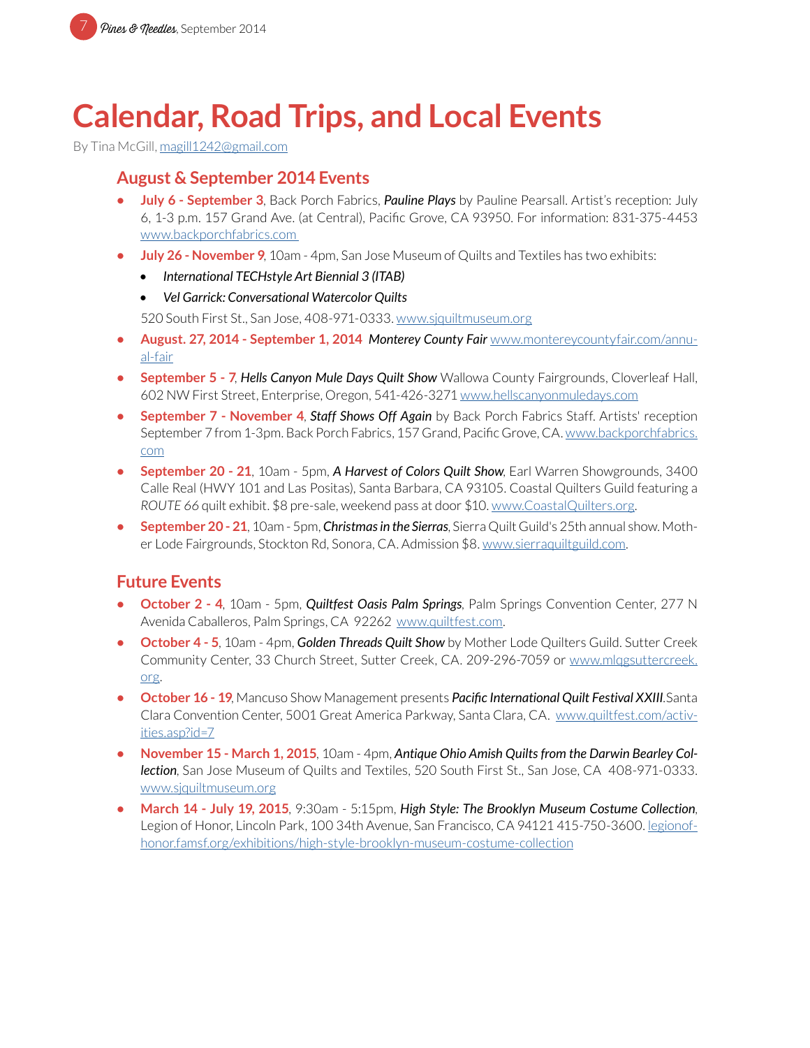# Calendar, Road Trips, and Local Events

By Tina McGill, magill1242@gmail.com

## August & September 2014 Events

- **July 6 - September 3**, Back Porch Fabrics, ***Pauline Plays*** by Pauline Pearsall. Artist's reception: July 6, 1-3 p.m. 157 Grand Ave. (at Central), Pacific Grove, CA 93950. For information: 831-375-4453 www.backporchfabrics.com
- **July 26 - November 9**, 10am - 4pm, San Jose Museum of Quilts and Textiles has two exhibits:
  - *International TECHstyle Art Biennial 3 (ITAB)*
  - *Vel Garrick: Conversational Watercolor Quilts*

  520 South First St., San Jose, 408-971-0333. www.sjquiltmuseum.org
- **August. 27, 2014 - September 1, 2014** ***Monterey County Fair*** www.montereycountyfair.com/annual-fair
- **September 5 - 7**, ***Hells Canyon Mule Days Quilt Show*** Wallowa County Fairgrounds, Cloverleaf Hall, 602 NW First Street, Enterprise, Oregon, 541-426-3271 www.hellscanyonmuledays.com
- **September 7 - November 4**, ***Staff Shows Off Again*** by Back Porch Fabrics Staff. Artists' reception September 7 from 1-3pm. Back Porch Fabrics, 157 Grand, Pacific Grove, CA. www.backporchfabrics.com
- **September 20 - 21**, 10am - 5pm, ***A Harvest of Colors Quilt Show***, Earl Warren Showgrounds, 3400 Calle Real (HWY 101 and Las Positas), Santa Barbara, CA 93105. Coastal Quilters Guild featuring a *ROUTE 66* quilt exhibit. $8 pre-sale, weekend pass at door $10. www.CoastalQuilters.org.
- **September 20 - 21**, 10am - 5pm, ***Christmas in the Sierras***, Sierra Quilt Guild's 25th annual show. Mother Lode Fairgrounds, Stockton Rd, Sonora, CA. Admission $8. www.sierraquiltguild.com.

## Future Events

- **October 2 - 4**, 10am - 5pm, ***Quiltfest Oasis Palm Springs***, Palm Springs Convention Center, 277 N Avenida Caballeros, Palm Springs, CA 92262 www.quiltfest.com.
- **October 4 - 5**, 10am - 4pm, ***Golden Threads Quilt Show*** by Mother Lode Quilters Guild. Sutter Creek Community Center, 33 Church Street, Sutter Creek, CA. 209-296-7059 or www.mlqgsuttercreek.org.
- **October 16 - 19**, Mancuso Show Management presents ***Pacific International Quilt Festival XXIII***.Santa Clara Convention Center, 5001 Great America Parkway, Santa Clara, CA. www.quiltfest.com/activities.asp?id=7
- **November 15 - March 1, 2015**, 10am - 4pm, ***Antique Ohio Amish Quilts from the Darwin Bearley Collection***, San Jose Museum of Quilts and Textiles, 520 South First St., San Jose, CA 408-971-0333. www.sjquiltmuseum.org
- **March 14 - July 19, 2015**, 9:30am - 5:15pm, ***High Style: The Brooklyn Museum Costume Collection***, Legion of Honor, Lincoln Park, 100 34th Avenue, San Francisco, CA 94121 415-750-3600. legionofhonor.famsf.org/exhibitions/high-style-brooklyn-museum-costume-collection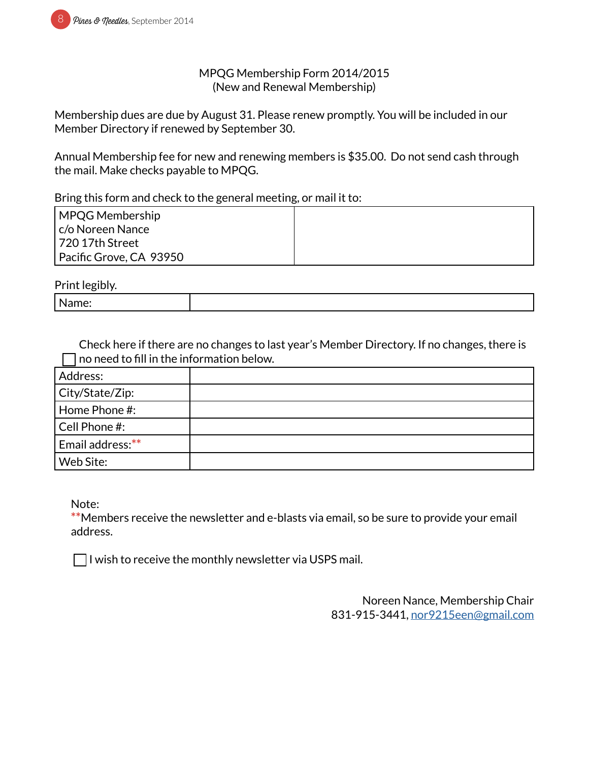MPQG Membership Form 2014/2015
(New and Renewal Membership)

Membership dues are due by August 31. Please renew promptly. You will be included in our Member Directory if renewed by September 30.

Annual Membership fee for new and renewing members is $35.00. Do not send cash through the mail. Make checks payable to MPQG.

Bring this form and check to the general meeting, or mail it to:

| MPQG Membership<br>c/o Noreen Nance<br>720 17th Street<br>Pacific Grove, CA 93950 | |
|---|---|

Print legibly.

| Name: | |
|---|---|

☐ Check here if there are no changes to last year's Member Directory. If no changes, there is no need to fill in the information below.

| Address: | |
|---|---|
| City/State/Zip: | |
| Home Phone #: | |
| Cell Phone #: | |
| Email address:** | |
| Web Site: | |

Note:
**Members receive the newsletter and e-blasts via email, so be sure to provide your email address.

☐ I wish to receive the monthly newsletter via USPS mail.

Noreen Nance, Membership Chair
831-915-3441, nor9215een@gmail.com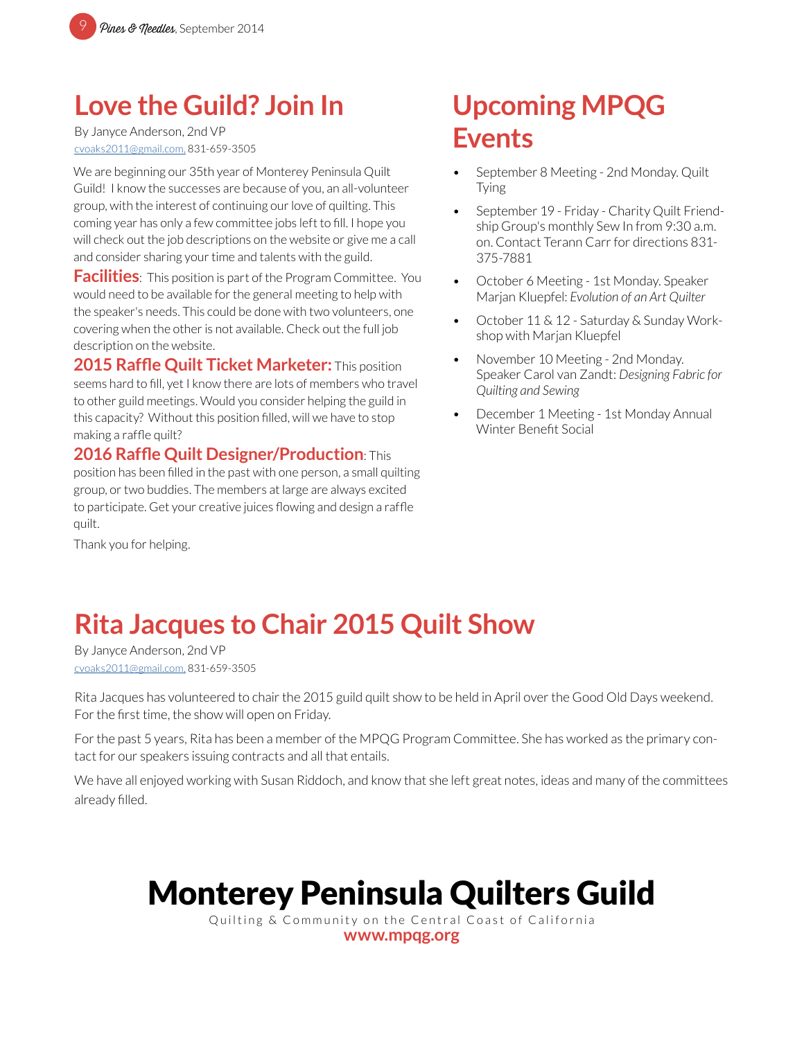# Love the Guild? Join In

By Janyce Anderson, 2nd VP
cvoaks2011@gmail.com, 831-659-3505

We are beginning our 35th year of Monterey Peninsula Quilt Guild! I know the successes are because of you, an all-volunteer group, with the interest of continuing our love of quilting. This coming year has only a few committee jobs left to fill. I hope you will check out the job descriptions on the website or give me a call and consider sharing your time and talents with the guild.

**Facilities**: This position is part of the Program Committee. You would need to be available for the general meeting to help with the speaker's needs. This could be done with two volunteers, one covering when the other is not available. Check out the full job description on the website.

**2015 Raffle Quilt Ticket Marketer:** This position seems hard to fill, yet I know there are lots of members who travel to other guild meetings. Would you consider helping the guild in this capacity? Without this position filled, will we have to stop making a raffle quilt?

**2016 Raffle Quilt Designer/Production**: This position has been filled in the past with one person, a small quilting group, or two buddies. The members at large are always excited to participate. Get your creative juices flowing and design a raffle quilt.

Thank you for helping.

# Upcoming MPQG Events

- September 8 Meeting - 2nd Monday. Quilt Tying
- September 19 - Friday - Charity Quilt Friendship Group's monthly Sew In from 9:30 a.m. on. Contact Terann Carr for directions 831-375-7881
- October 6 Meeting - 1st Monday. Speaker Marjan Kluepfel: *Evolution of an Art Quilter*
- October 11 & 12 - Saturday & Sunday Workshop with Marjan Kluepfel
- November 10 Meeting - 2nd Monday. Speaker Carol van Zandt: *Designing Fabric for Quilting and Sewing*
- December 1 Meeting - 1st Monday Annual Winter Benefit Social

# Rita Jacques to Chair 2015 Quilt Show

By Janyce Anderson, 2nd VP
cvoaks2011@gmail.com, 831-659-3505

Rita Jacques has volunteered to chair the 2015 guild quilt show to be held in April over the Good Old Days weekend. For the first time, the show will open on Friday.

For the past 5 years, Rita has been a member of the MPQG Program Committee. She has worked as the primary contact for our speakers issuing contracts and all that entails.

We have all enjoyed working with Susan Riddoch, and know that she left great notes, ideas and many of the committees already filled.

# Monterey Peninsula Quilters Guild

Quilting & Community on the Central Coast of California

**www.mpqg.org**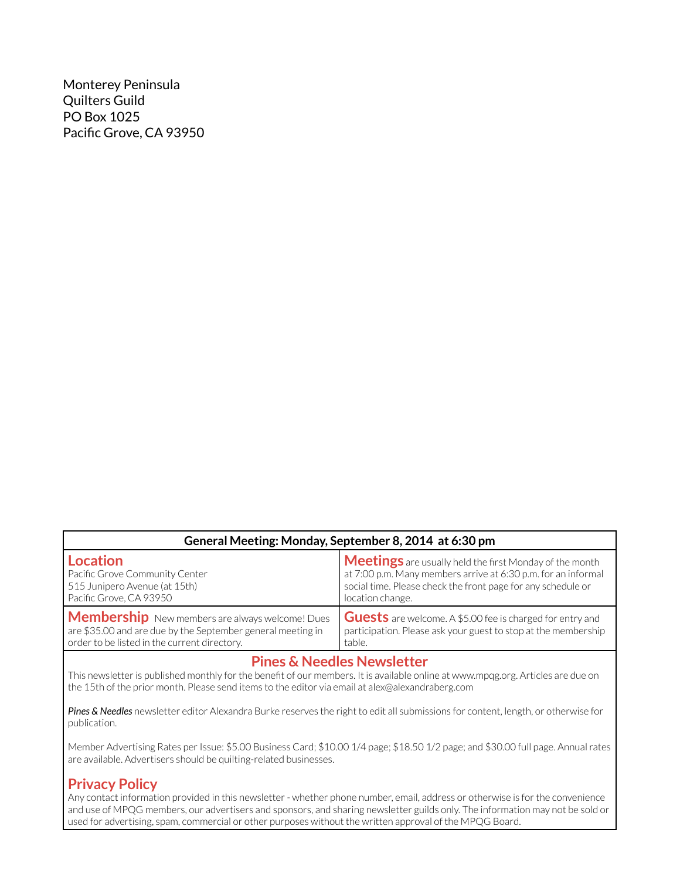Monterey Peninsula
Quilters Guild
PO Box 1025
Pacific Grove, CA 93950

**General Meeting: Monday, September 8, 2014 at 6:30 pm**

## Location

Pacific Grove Community Center
515 Junipero Avenue (at 15th)
Pacific Grove, CA 93950

**Meetings** are usually held the first Monday of the month at 7:00 p.m. Many members arrive at 6:30 p.m. for an informal social time. Please check the front page for any schedule or location change.

**Membership** New members are always welcome! Dues are $35.00 and are due by the September general meeting in order to be listed in the current directory.

**Guests** are welcome. A $5.00 fee is charged for entry and participation. Please ask your guest to stop at the membership table.

## Pines & Needles Newsletter

This newsletter is published monthly for the benefit of our members. It is available online at www.mpqg.org. Articles are due on the 15th of the prior month. Please send items to the editor via email at alex@alexandraberg.com

***Pines & Needles*** newsletter editor Alexandra Burke reserves the right to edit all submissions for content, length, or otherwise for publication.

Member Advertising Rates per Issue: $5.00 Business Card; $10.00 1/4 page; $18.50 1/2 page; and $30.00 full page. Annual rates are available. Advertisers should be quilting-related businesses.

## Privacy Policy

Any contact information provided in this newsletter - whether phone number, email, address or otherwise is for the convenience and use of MPQG members, our advertisers and sponsors, and sharing newsletter guilds only. The information may not be sold or used for advertising, spam, commercial or other purposes without the written approval of the MPQG Board.